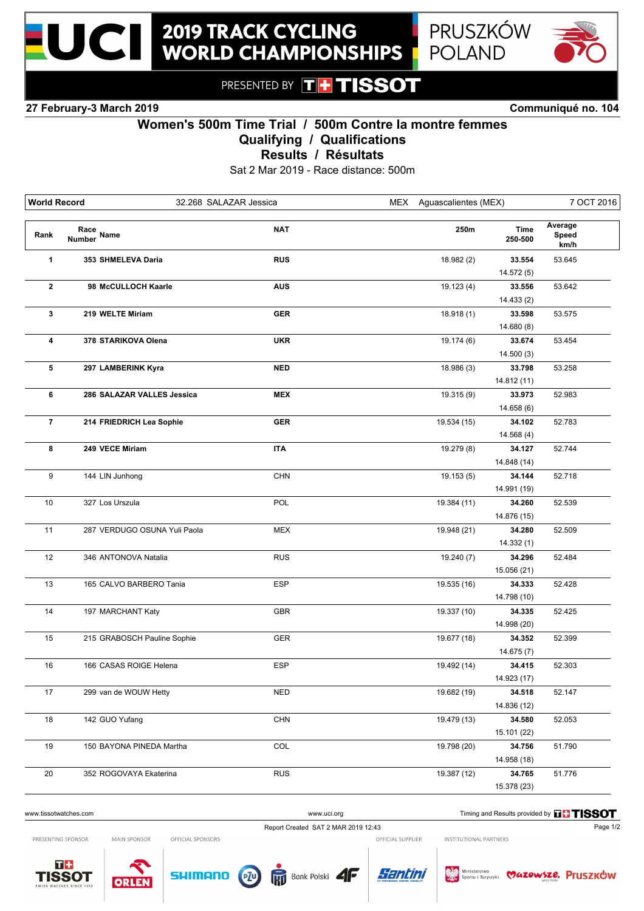# 2019 TRACK CYCLING WORLD CHAMPIONSHIPS

PRUSZKÓW POLAND

PRESENTED BY TISSOT

**27 February-3 March 2019** **Communiqué no. 104**

## Women's 500m Time Trial / 500m Contre la montre femmes
## Qualifying / Qualifications
## Results / Résultats

Sat 2 Mar 2019 - Race distance: 500m

| World Record | 32.268 SALAZAR Jessica | MEX | Aguascalientes (MEX) | 7 OCT 2016 |
|---|---|---|---|---|

| Rank | Race Number | Name | NAT | 250m | Time 250-500 | Average Speed km/h |
|---|---|---|---|---|---|---|
| **1** | **353** | **SHMELEVA Daria** | **RUS** | 18.982 (2) | **33.554** 14.572 (5) | 53.645 |
| **2** | **98** | **McCULLOCH Kaarle** | **AUS** | 19.123 (4) | **33.556** 14.433 (2) | 53.642 |
| **3** | **219** | **WELTE Miriam** | **GER** | 18.918 (1) | **33.598** 14.680 (8) | 53.575 |
| **4** | **378** | **STARIKOVA Olena** | **UKR** | 19.174 (6) | **33.674** 14.500 (3) | 53.454 |
| **5** | **297** | **LAMBERINK Kyra** | **NED** | 18.986 (3) | **33.798** 14.812 (11) | 53.258 |
| **6** | **286** | **SALAZAR VALLES Jessica** | **MEX** | 19.315 (9) | **33.973** 14.658 (6) | 52.983 |
| **7** | **214** | **FRIEDRICH Lea Sophie** | **GER** | 19.534 (15) | **34.102** 14.568 (4) | 52.783 |
| **8** | **249** | **VECE Miriam** | **ITA** | 19.279 (8) | **34.127** 14.848 (14) | 52.744 |
| 9 | 144 | LIN Junhong | CHN | 19.153 (5) | **34.144** 14.991 (19) | 52.718 |
| 10 | 327 | Los Urszula | POL | 19.384 (11) | **34.260** 14.876 (15) | 52.539 |
| 11 | 287 | VERDUGO OSUNA Yuli Paola | MEX | 19.948 (21) | **34.280** 14.332 (1) | 52.509 |
| 12 | 346 | ANTONOVA Natalia | RUS | 19.240 (7) | **34.296** 15.056 (21) | 52.484 |
| 13 | 165 | CALVO BARBERO Tania | ESP | 19.535 (16) | **34.333** 14.798 (10) | 52.428 |
| 14 | 197 | MARCHANT Katy | GBR | 19.337 (10) | **34.335** 14.998 (20) | 52.425 |
| 15 | 215 | GRABOSCH Pauline Sophie | GER | 19.677 (18) | **34.352** 14.675 (7) | 52.399 |
| 16 | 166 | CASAS ROIGE Helena | ESP | 19.492 (14) | **34.415** 14.923 (17) | 52.303 |
| 17 | 299 | van de WOUW Hetty | NED | 19.682 (19) | **34.518** 14.836 (12) | 52.147 |
| 18 | 142 | GUO Yufang | CHN | 19.479 (13) | **34.580** 15.101 (22) | 52.053 |
| 19 | 150 | BAYONA PINEDA Martha | COL | 19.798 (20) | **34.756** 14.958 (18) | 51.790 |
| 20 | 352 | ROGOVAYA Ekaterina | RUS | 19.387 (12) | **34.765** 15.378 (23) | 51.776 |

www.tissotwatches.com www.uci.org Timing and Results provided by TISSOT

Report Created SAT 2 MAR 2019 12:43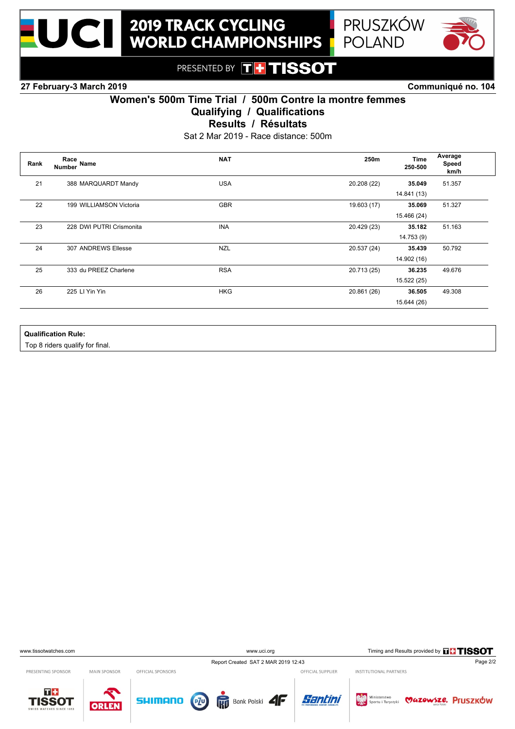27 February-3 March 2019 | Communiqué no. 104

# Women's 500m Time Trial / 500m Contre la montre femmes

## Qualifying / Qualifications

## Results / Résultats

Sat 2 Mar 2019 - Race distance: 500m

| Rank | Race Number | Name | NAT | 250m | Time 250-500 | Average Speed km/h |
|---|---|---|---|---|---|---|
| 21 | 388 | MARQUARDT Mandy | USA | 20.208 (22) | **35.049**<br>14.841 (13) | 51.357 |
| 22 | 199 | WILLIAMSON Victoria | GBR | 19.603 (17) | **35.069**<br>15.466 (24) | 51.327 |
| 23 | 228 | DWI PUTRI Crismonita | INA | 20.429 (23) | **35.182**<br>14.753 (9) | 51.163 |
| 24 | 307 | ANDREWS Ellesse | NZL | 20.537 (24) | **35.439**<br>14.902 (16) | 50.792 |
| 25 | 333 | du PREEZ Charlene | RSA | 20.713 (25) | **36.235**<br>15.522 (25) | 49.676 |
| 26 | 225 | LI Yin Yin | HKG | 20.861 (26) | **36.505**<br>15.644 (26) | 49.308 |

**Qualification Rule:**

Top 8 riders qualify for final.

www.tissotwatches.com | www.uci.org | Timing and Results provided by TISSOT

Report Created SAT 2 MAR 2019 12:43